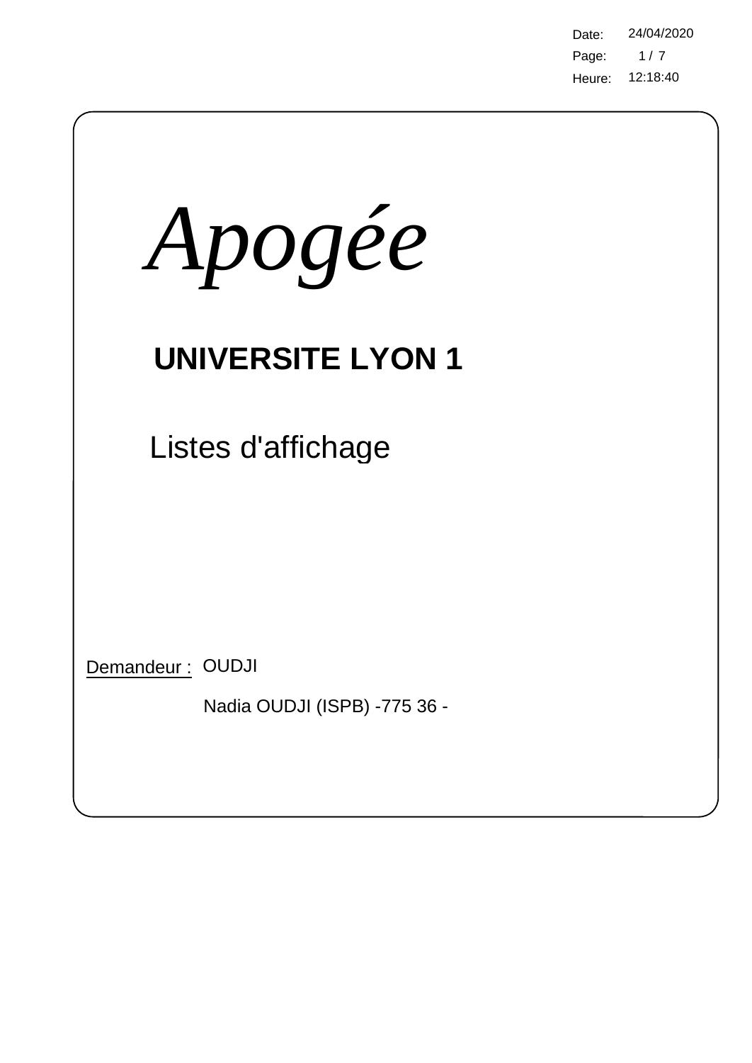Date: 24/04/2020
Heure: 12:18:40

# *Apogée*

## UNIVERSITE LYON 1

Listes d'affichage

Demandeur : OUDJI

Nadia OUDJI (ISPB) -775 36 -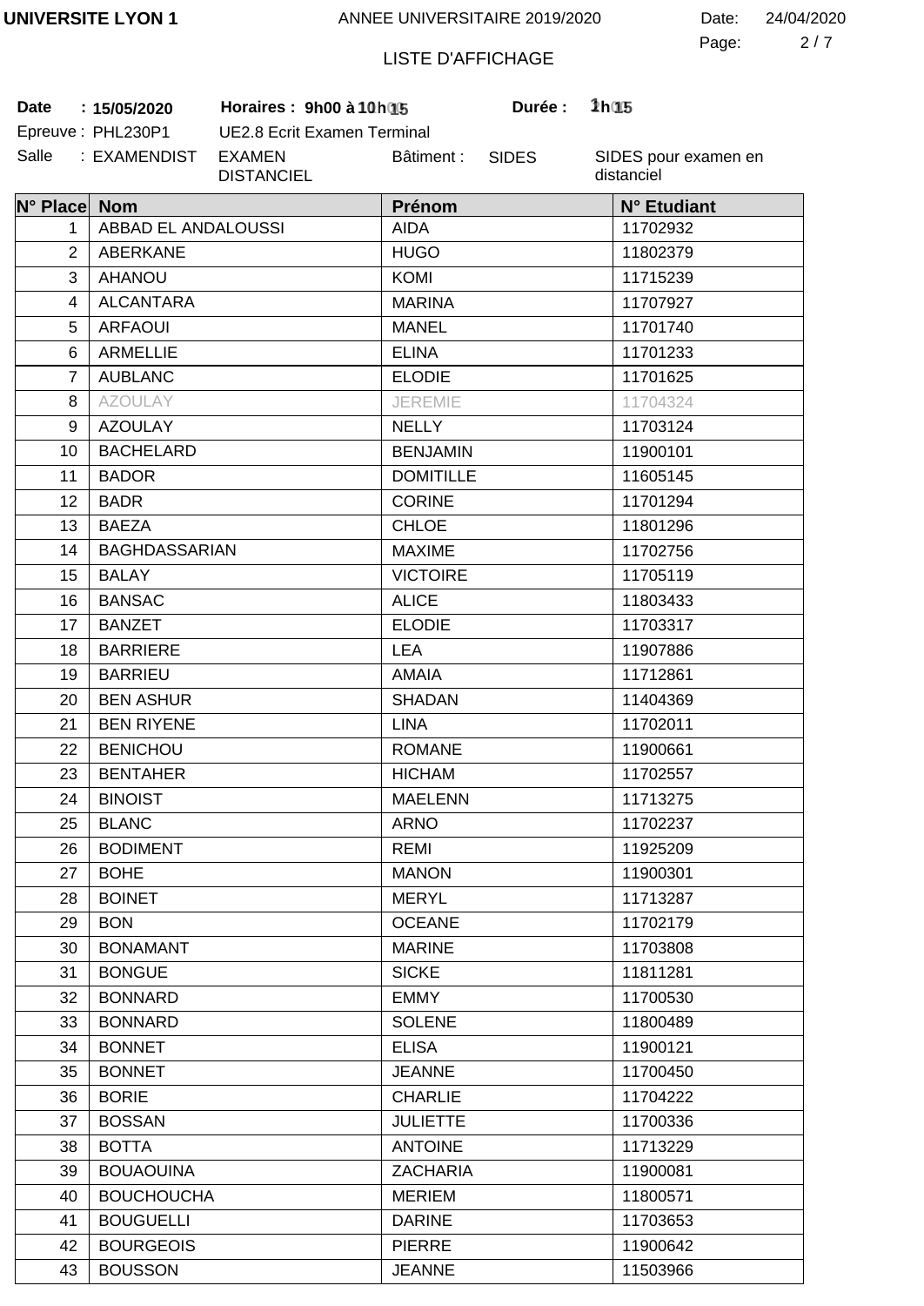UNIVERSITE LYON 1 — ANNEE UNIVERSITAIRE 2019/2020 — Date: 24/04/2020

LISTE D'AFFICHAGE

**Date** : **15/05/2020** **Horaires : 9h00 à 10h15** **Durée : 1h15**

Epreuve : PHL230P1 UE2.8 Ecrit Examen Terminal

Salle : EXAMENDIST EXAMEN DISTANCIEL Bâtiment : SIDES SIDES pour examen en distanciel

| N° Place | Nom | Prénom | N° Etudiant |
|---|---|---|---|
| 1 | ABBAD EL ANDALOUSSI | AIDA | 11702932 |
| 2 | ABERKANE | HUGO | 11802379 |
| 3 | AHANOU | KOMI | 11715239 |
| 4 | ALCANTARA | MARINA | 11707927 |
| 5 | ARFAOUI | MANEL | 11701740 |
| 6 | ARMELLIE | ELINA | 11701233 |
| 7 | AUBLANC | ELODIE | 11701625 |
| 8 | AZOULAY | JEREMIE | 11704324 |
| 9 | AZOULAY | NELLY | 11703124 |
| 10 | BACHELARD | BENJAMIN | 11900101 |
| 11 | BADOR | DOMITILLE | 11605145 |
| 12 | BADR | CORINE | 11701294 |
| 13 | BAEZA | CHLOE | 11801296 |
| 14 | BAGHDASSARIAN | MAXIME | 11702756 |
| 15 | BALAY | VICTOIRE | 11705119 |
| 16 | BANSAC | ALICE | 11803433 |
| 17 | BANZET | ELODIE | 11703317 |
| 18 | BARRIERE | LEA | 11907886 |
| 19 | BARRIEU | AMAIA | 11712861 |
| 20 | BEN ASHUR | SHADAN | 11404369 |
| 21 | BEN RIYENE | LINA | 11702011 |
| 22 | BENICHOU | ROMANE | 11900661 |
| 23 | BENTAHER | HICHAM | 11702557 |
| 24 | BINOIST | MAELENN | 11713275 |
| 25 | BLANC | ARNO | 11702237 |
| 26 | BODIMENT | REMI | 11925209 |
| 27 | BOHE | MANON | 11900301 |
| 28 | BOINET | MERYL | 11713287 |
| 29 | BON | OCEANE | 11702179 |
| 30 | BONAMANT | MARINE | 11703808 |
| 31 | BONGUE | SICKE | 11811281 |
| 32 | BONNARD | EMMY | 11700530 |
| 33 | BONNARD | SOLENE | 11800489 |
| 34 | BONNET | ELISA | 11900121 |
| 35 | BONNET | JEANNE | 11700450 |
| 36 | BORIE | CHARLIE | 11704222 |
| 37 | BOSSAN | JULIETTE | 11700336 |
| 38 | BOTTA | ANTOINE | 11713229 |
| 39 | BOUAOUINA | ZACHARIA | 11900081 |
| 40 | BOUCHOUCHA | MERIEM | 11800571 |
| 41 | BOUGUELLI | DARINE | 11703653 |
| 42 | BOURGEOIS | PIERRE | 11900642 |
| 43 | BOUSSON | JEANNE | 11503966 |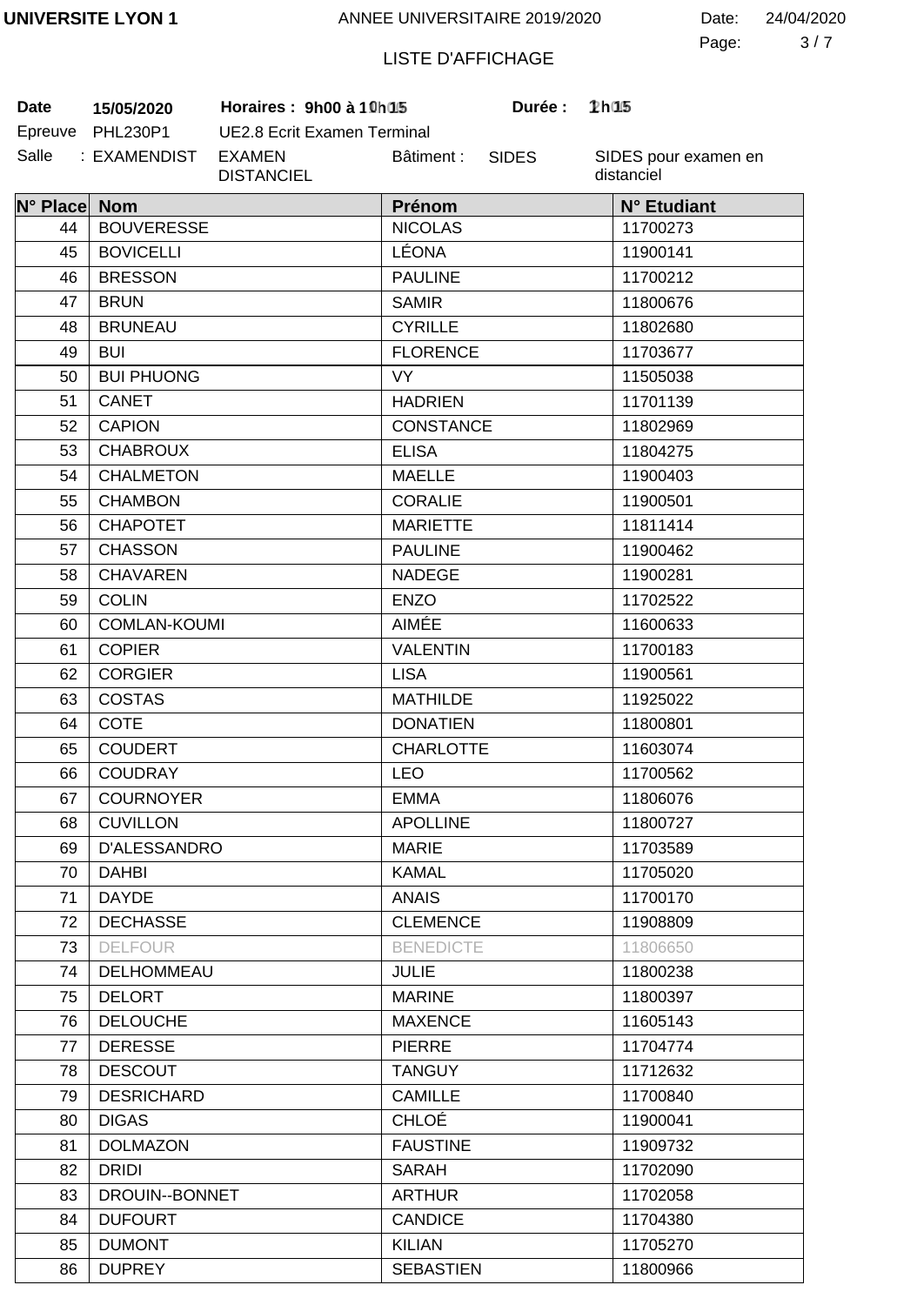UNIVERSITE LYON 1 — ANNEE UNIVERSITAIRE 2019/2020 — Date: 24/04/2020

LISTE D'AFFICHAGE

**Date** **15/05/2020** **Horaires : 9h00 à 10h15** **Durée : 1h15**

Epreuve PHL230P1 UE2.8 Ecrit Examen Terminal

Salle : EXAMENDIST EXAMEN DISTANCIEL Bâtiment : SIDES SIDES pour examen en distanciel

| N° Place | Nom | Prénom | N° Etudiant |
|---|---|---|---|
| 44 | BOUVERESSE | NICOLAS | 11700273 |
| 45 | BOVICELLI | LÉONA | 11900141 |
| 46 | BRESSON | PAULINE | 11700212 |
| 47 | BRUN | SAMIR | 11800676 |
| 48 | BRUNEAU | CYRILLE | 11802680 |
| 49 | BUI | FLORENCE | 11703677 |
| 50 | BUI PHUONG | VY | 11505038 |
| 51 | CANET | HADRIEN | 11701139 |
| 52 | CAPION | CONSTANCE | 11802969 |
| 53 | CHABROUX | ELISA | 11804275 |
| 54 | CHALMETON | MAELLE | 11900403 |
| 55 | CHAMBON | CORALIE | 11900501 |
| 56 | CHAPOTET | MARIETTE | 11811414 |
| 57 | CHASSON | PAULINE | 11900462 |
| 58 | CHAVAREN | NADEGE | 11900281 |
| 59 | COLIN | ENZO | 11702522 |
| 60 | COMLAN-KOUMI | AIMÉE | 11600633 |
| 61 | COPIER | VALENTIN | 11700183 |
| 62 | CORGIER | LISA | 11900561 |
| 63 | COSTAS | MATHILDE | 11925022 |
| 64 | COTE | DONATIEN | 11800801 |
| 65 | COUDERT | CHARLOTTE | 11603074 |
| 66 | COUDRAY | LEO | 11700562 |
| 67 | COURNOYER | EMMA | 11806076 |
| 68 | CUVILLON | APOLLINE | 11800727 |
| 69 | D'ALESSANDRO | MARIE | 11703589 |
| 70 | DAHBI | KAMAL | 11705020 |
| 71 | DAYDE | ANAIS | 11700170 |
| 72 | DECHASSE | CLEMENCE | 11908809 |
| 73 | DELFOUR | BENEDICTE | 11806650 |
| 74 | DELHOMMEAU | JULIE | 11800238 |
| 75 | DELORT | MARINE | 11800397 |
| 76 | DELOUCHE | MAXENCE | 11605143 |
| 77 | DERESSE | PIERRE | 11704774 |
| 78 | DESCOUT | TANGUY | 11712632 |
| 79 | DESRICHARD | CAMILLE | 11700840 |
| 80 | DIGAS | CHLOÉ | 11900041 |
| 81 | DOLMAZON | FAUSTINE | 11909732 |
| 82 | DRIDI | SARAH | 11702090 |
| 83 | DROUIN--BONNET | ARTHUR | 11702058 |
| 84 | DUFOURT | CANDICE | 11704380 |
| 85 | DUMONT | KILIAN | 11705270 |
| 86 | DUPREY | SEBASTIEN | 11800966 |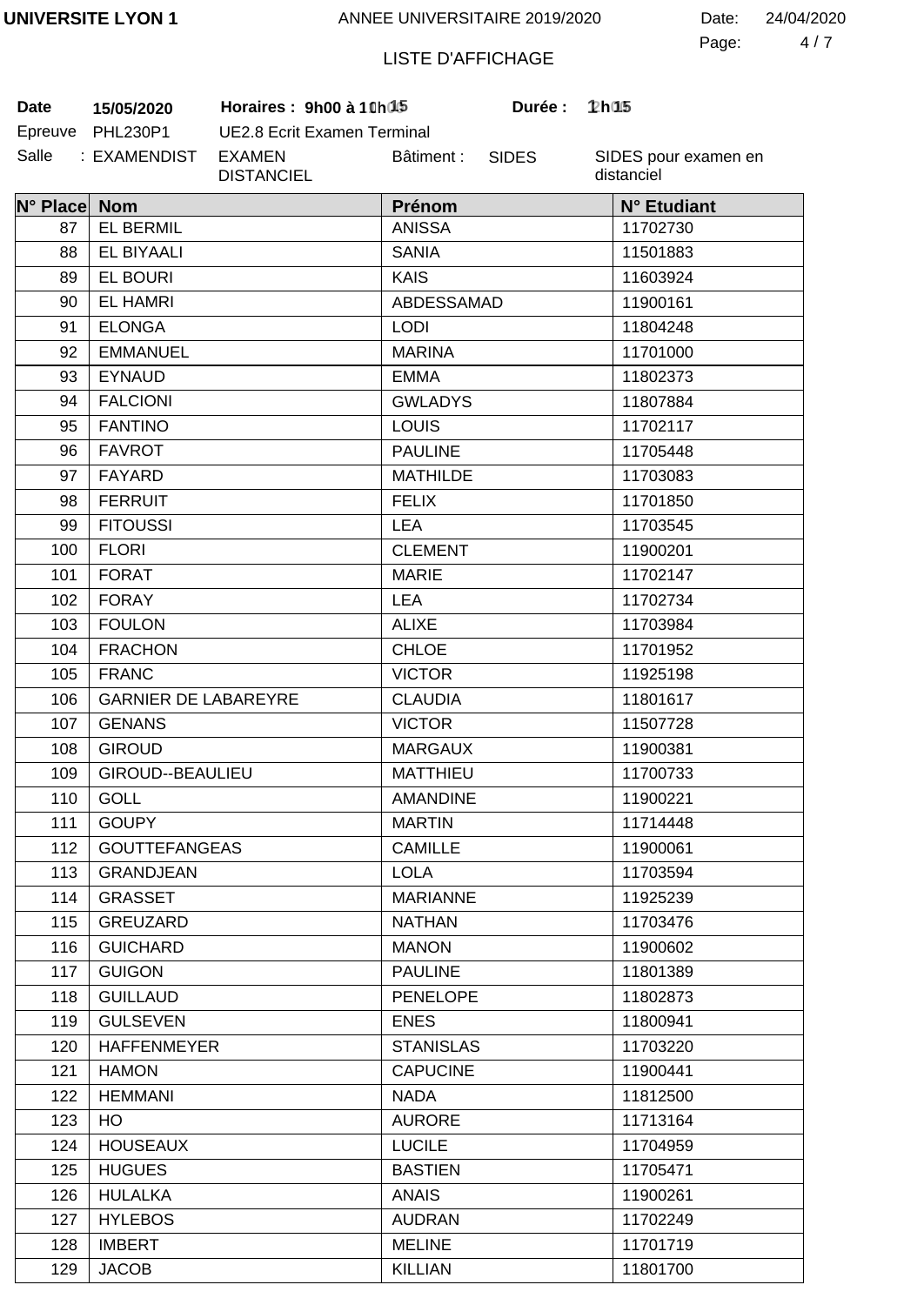**UNIVERSITE LYON 1** ANNEE UNIVERSITAIRE 2019/2020 Date: 24/04/2020

LISTE D'AFFICHAGE

**Date** **15/05/2020** **Horaires : 9h00 à 10h15** **Durée : 1h15**

Epreuve PHL230P1 UE2.8 Ecrit Examen Terminal

Salle : EXAMENDIST EXAMEN DISTANCIEL Bâtiment : SIDES SIDES pour examen en distanciel

| N° Place | Nom | Prénom | N° Etudiant |
|---|---|---|---|
| 87 | EL BERMIL | ANISSA | 11702730 |
| 88 | EL BIYAALI | SANIA | 11501883 |
| 89 | EL BOURI | KAIS | 11603924 |
| 90 | EL HAMRI | ABDESSAMAD | 11900161 |
| 91 | ELONGA | LODI | 11804248 |
| 92 | EMMANUEL | MARINA | 11701000 |
| 93 | EYNAUD | EMMA | 11802373 |
| 94 | FALCIONI | GWLADYS | 11807884 |
| 95 | FANTINO | LOUIS | 11702117 |
| 96 | FAVROT | PAULINE | 11705448 |
| 97 | FAYARD | MATHILDE | 11703083 |
| 98 | FERRUIT | FELIX | 11701850 |
| 99 | FITOUSSI | LEA | 11703545 |
| 100 | FLORI | CLEMENT | 11900201 |
| 101 | FORAT | MARIE | 11702147 |
| 102 | FORAY | LEA | 11702734 |
| 103 | FOULON | ALIXE | 11703984 |
| 104 | FRACHON | CHLOE | 11701952 |
| 105 | FRANC | VICTOR | 11925198 |
| 106 | GARNIER DE LABAREYRE | CLAUDIA | 11801617 |
| 107 | GENANS | VICTOR | 11507728 |
| 108 | GIROUD | MARGAUX | 11900381 |
| 109 | GIROUD--BEAULIEU | MATTHIEU | 11700733 |
| 110 | GOLL | AMANDINE | 11900221 |
| 111 | GOUPY | MARTIN | 11714448 |
| 112 | GOUTTEFANGEAS | CAMILLE | 11900061 |
| 113 | GRANDJEAN | LOLA | 11703594 |
| 114 | GRASSET | MARIANNE | 11925239 |
| 115 | GREUZARD | NATHAN | 11703476 |
| 116 | GUICHARD | MANON | 11900602 |
| 117 | GUIGON | PAULINE | 11801389 |
| 118 | GUILLAUD | PENELOPE | 11802873 |
| 119 | GULSEVEN | ENES | 11800941 |
| 120 | HAFFENMEYER | STANISLAS | 11703220 |
| 121 | HAMON | CAPUCINE | 11900441 |
| 122 | HEMMANI | NADA | 11812500 |
| 123 | HO | AURORE | 11713164 |
| 124 | HOUSEAUX | LUCILE | 11704959 |
| 125 | HUGUES | BASTIEN | 11705471 |
| 126 | HULALKA | ANAIS | 11900261 |
| 127 | HYLEBOS | AUDRAN | 11702249 |
| 128 | IMBERT | MELINE | 11701719 |
| 129 | JACOB | KILLIAN | 11801700 |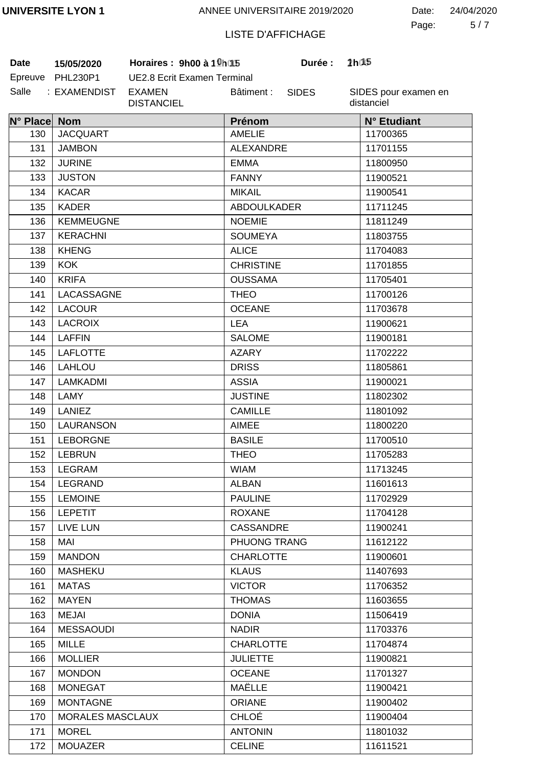UNIVERSITE LYON 1 — ANNEE UNIVERSITAIRE 2019/2020 — Date: 24/04/2020

LISTE D'AFFICHAGE

**Date** **15/05/2020** **Horaires : 9h00 à 10h15** **Durée : 1h15**

Epreuve PHL230P1 UE2.8 Ecrit Examen Terminal

Salle : EXAMENDIST EXAMEN DISTANCIEL Bâtiment : SIDES SIDES pour examen en distanciel

| N° Place | Nom | Prénom | N° Etudiant |
|---|---|---|---|
| 130 | JACQUART | AMELIE | 11700365 |
| 131 | JAMBON | ALEXANDRE | 11701155 |
| 132 | JURINE | EMMA | 11800950 |
| 133 | JUSTON | FANNY | 11900521 |
| 134 | KACAR | MIKAIL | 11900541 |
| 135 | KADER | ABDOULKADER | 11711245 |
| 136 | KEMMEUGNE | NOEMIE | 11811249 |
| 137 | KERACHNI | SOUMEYA | 11803755 |
| 138 | KHENG | ALICE | 11704083 |
| 139 | KOK | CHRISTINE | 11701855 |
| 140 | KRIFA | OUSSAMA | 11705401 |
| 141 | LACASSAGNE | THEO | 11700126 |
| 142 | LACOUR | OCEANE | 11703678 |
| 143 | LACROIX | LEA | 11900621 |
| 144 | LAFFIN | SALOME | 11900181 |
| 145 | LAFLOTTE | AZARY | 11702222 |
| 146 | LAHLOU | DRISS | 11805861 |
| 147 | LAMKADMI | ASSIA | 11900021 |
| 148 | LAMY | JUSTINE | 11802302 |
| 149 | LANIEZ | CAMILLE | 11801092 |
| 150 | LAURANSON | AIMEE | 11800220 |
| 151 | LEBORGNE | BASILE | 11700510 |
| 152 | LEBRUN | THEO | 11705283 |
| 153 | LEGRAM | WIAM | 11713245 |
| 154 | LEGRAND | ALBAN | 11601613 |
| 155 | LEMOINE | PAULINE | 11702929 |
| 156 | LEPETIT | ROXANE | 11704128 |
| 157 | LIVE LUN | CASSANDRE | 11900241 |
| 158 | MAI | PHUONG TRANG | 11612122 |
| 159 | MANDON | CHARLOTTE | 11900601 |
| 160 | MASHEKU | KLAUS | 11407693 |
| 161 | MATAS | VICTOR | 11706352 |
| 162 | MAYEN | THOMAS | 11603655 |
| 163 | MEJAI | DONIA | 11506419 |
| 164 | MESSAOUDI | NADIR | 11703376 |
| 165 | MILLE | CHARLOTTE | 11704874 |
| 166 | MOLLIER | JULIETTE | 11900821 |
| 167 | MONDON | OCEANE | 11701327 |
| 168 | MONEGAT | MAËLLE | 11900421 |
| 169 | MONTAGNE | ORIANE | 11900402 |
| 170 | MORALES MASCLAUX | CHLOÉ | 11900404 |
| 171 | MOREL | ANTONIN | 11801032 |
| 172 | MOUAZER | CELINE | 11611521 |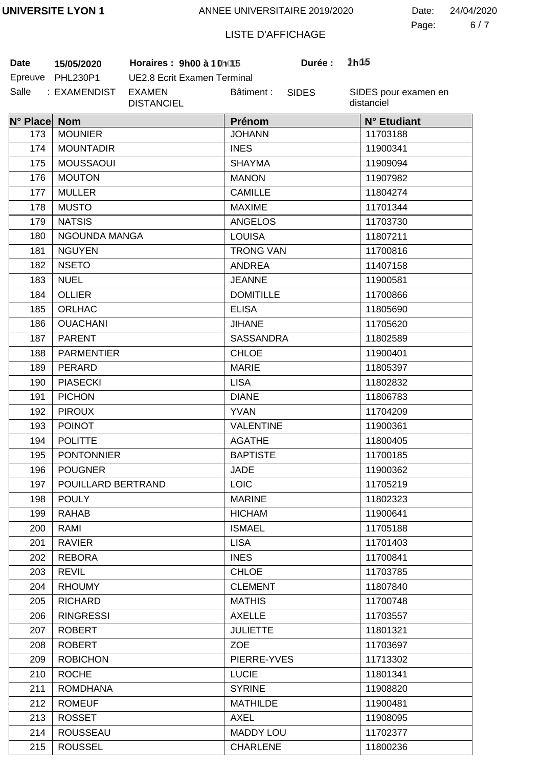**UNIVERSITE LYON 1** — ANNEE UNIVERSITAIRE 2019/2020 — Date: 24/04/2020

## LISTE D'AFFICHAGE

**Date** 15/05/2020 **Horaires : 9h00 à 10h15** **Durée : 1h15**

Epreuve PHL230P1 UE2.8 Ecrit Examen Terminal

Salle : EXAMENDIST EXAMEN DISTANCIEL Bâtiment : SIDES SIDES pour examen en distanciel

| N° Place | Nom | Prénom | N° Etudiant |
|---|---|---|---|
| 173 | MOUNIER | JOHANN | 11703188 |
| 174 | MOUNTADIR | INES | 11900341 |
| 175 | MOUSSAOUI | SHAYMA | 11909094 |
| 176 | MOUTON | MANON | 11907982 |
| 177 | MULLER | CAMILLE | 11804274 |
| 178 | MUSTO | MAXIME | 11701344 |
| 179 | NATSIS | ANGELOS | 11703730 |
| 180 | NGOUNDA MANGA | LOUISA | 11807211 |
| 181 | NGUYEN | TRONG VAN | 11700816 |
| 182 | NSETO | ANDREA | 11407158 |
| 183 | NUEL | JEANNE | 11900581 |
| 184 | OLLIER | DOMITILLE | 11700866 |
| 185 | ORLHAC | ELISA | 11805690 |
| 186 | OUACHANI | JIHANE | 11705620 |
| 187 | PARENT | SASSANDRA | 11802589 |
| 188 | PARMENTIER | CHLOE | 11900401 |
| 189 | PERARD | MARIE | 11805397 |
| 190 | PIASECKI | LISA | 11802832 |
| 191 | PICHON | DIANE | 11806783 |
| 192 | PIROUX | YVAN | 11704209 |
| 193 | POINOT | VALENTINE | 11900361 |
| 194 | POLITTE | AGATHE | 11800405 |
| 195 | PONTONNIER | BAPTISTE | 11700185 |
| 196 | POUGNER | JADE | 11900362 |
| 197 | POUILLARD BERTRAND | LOIC | 11705219 |
| 198 | POULY | MARINE | 11802323 |
| 199 | RAHAB | HICHAM | 11900641 |
| 200 | RAMI | ISMAEL | 11705188 |
| 201 | RAVIER | LISA | 11701403 |
| 202 | REBORA | INES | 11700841 |
| 203 | REVIL | CHLOE | 11703785 |
| 204 | RHOUMY | CLEMENT | 11807840 |
| 205 | RICHARD | MATHIS | 11700748 |
| 206 | RINGRESSI | AXELLE | 11703557 |
| 207 | ROBERT | JULIETTE | 11801321 |
| 208 | ROBERT | ZOE | 11703697 |
| 209 | ROBICHON | PIERRE-YVES | 11713302 |
| 210 | ROCHE | LUCIE | 11801341 |
| 211 | ROMDHANA | SYRINE | 11908820 |
| 212 | ROMEUF | MATHILDE | 11900481 |
| 213 | ROSSET | AXEL | 11908095 |
| 214 | ROUSSEAU | MADDY LOU | 11702377 |
| 215 | ROUSSEL | CHARLENE | 11800236 |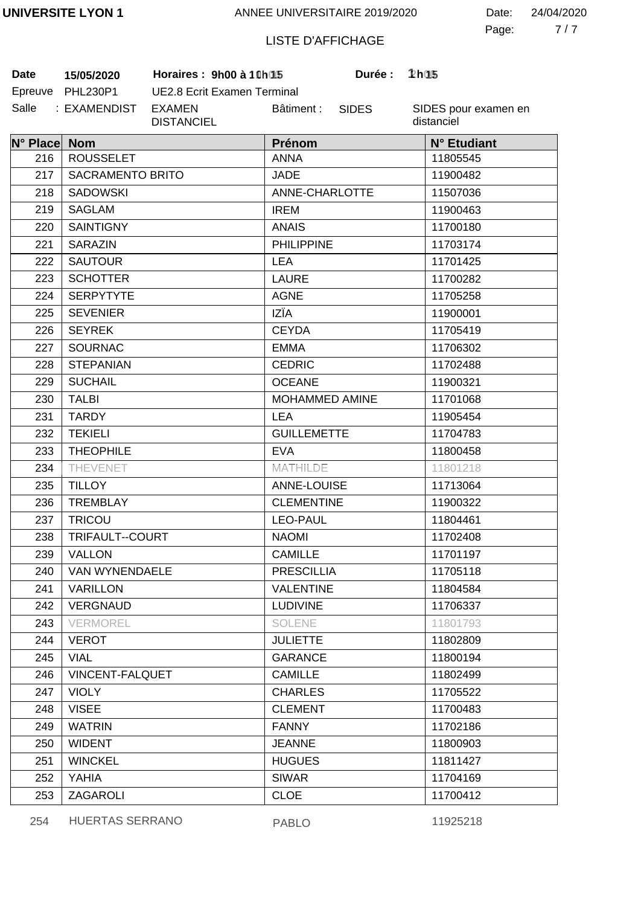**UNIVERSITE LYON 1** — ANNEE UNIVERSITAIRE 2019/2020 — Date: 24/04/2020

LISTE D'AFFICHAGE

**Date** **15/05/2020** **Horaires : 9h00 à 10h15** **Durée : 1h15**

Epreuve PHL230P1 UE2.8 Ecrit Examen Terminal

Salle : EXAMENDIST EXAMEN DISTANCIEL Bâtiment : SIDES SIDES pour examen en distanciel

| N° Place | Nom | Prénom | N° Etudiant |
|---|---|---|---|
| 216 | ROUSSELET | ANNA | 11805545 |
| 217 | SACRAMENTO BRITO | JADE | 11900482 |
| 218 | SADOWSKI | ANNE-CHARLOTTE | 11507036 |
| 219 | SAGLAM | IREM | 11900463 |
| 220 | SAINTIGNY | ANAIS | 11700180 |
| 221 | SARAZIN | PHILIPPINE | 11703174 |
| 222 | SAUTOUR | LEA | 11701425 |
| 223 | SCHOTTER | LAURE | 11700282 |
| 224 | SERPYTYTE | AGNE | 11705258 |
| 225 | SEVENIER | IZÏA | 11900001 |
| 226 | SEYREK | CEYDA | 11705419 |
| 227 | SOURNAC | EMMA | 11706302 |
| 228 | STEPANIAN | CEDRIC | 11702488 |
| 229 | SUCHAIL | OCEANE | 11900321 |
| 230 | TALBI | MOHAMMED AMINE | 11701068 |
| 231 | TARDY | LEA | 11905454 |
| 232 | TEKIELI | GUILLEMETTE | 11704783 |
| 233 | THEOPHILE | EVA | 11800458 |
| 234 | THEVENET | MATHILDE | 11801218 |
| 235 | TILLOY | ANNE-LOUISE | 11713064 |
| 236 | TREMBLAY | CLEMENTINE | 11900322 |
| 237 | TRICOU | LEO-PAUL | 11804461 |
| 238 | TRIFAULT--COURT | NAOMI | 11702408 |
| 239 | VALLON | CAMILLE | 11701197 |
| 240 | VAN WYNENDAELE | PRESCILLIA | 11705118 |
| 241 | VARILLON | VALENTINE | 11804584 |
| 242 | VERGNAUD | LUDIVINE | 11706337 |
| 243 | VERMOREL | SOLENE | 11801793 |
| 244 | VEROT | JULIETTE | 11802809 |
| 245 | VIAL | GARANCE | 11800194 |
| 246 | VINCENT-FALQUET | CAMILLE | 11802499 |
| 247 | VIOLY | CHARLES | 11705522 |
| 248 | VISEE | CLEMENT | 11700483 |
| 249 | WATRIN | FANNY | 11702186 |
| 250 | WIDENT | JEANNE | 11800903 |
| 251 | WINCKEL | HUGUES | 11811427 |
| 252 | YAHIA | SIWAR | 11704169 |
| 253 | ZAGAROLI | CLOE | 11700412 |
| 254 | HUERTAS SERRANO | PABLO | 11925218 |